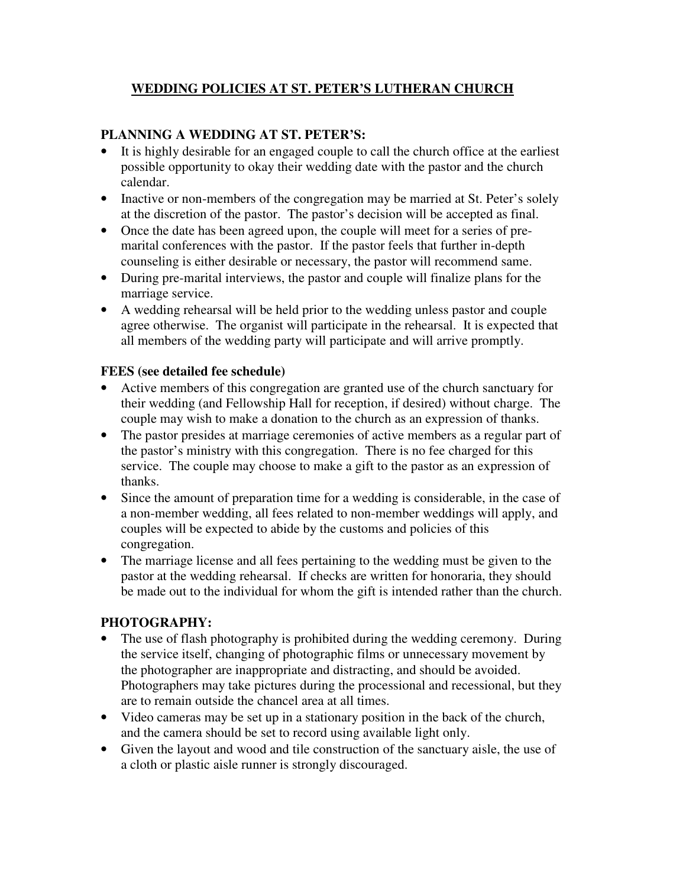# WEDDING POLICIES AT ST. PETER'S LUTHERAN CHURCH

## PLANNING A WEDDING AT ST. PETER'S:

- It is highly desirable for an engaged couple to call the church office at the earliest possible opportunity to okay their wedding date with the pastor and the church calendar.
- Inactive or non-members of the congregation may be married at St. Peter's solely at the discretion of the pastor. The pastor's decision will be accepted as final.
- Once the date has been agreed upon, the couple will meet for a series of pre-marital conferences with the pastor. If the pastor feels that further in-depth counseling is either desirable or necessary, the pastor will recommend same.
- During pre-marital interviews, the pastor and couple will finalize plans for the marriage service.
- A wedding rehearsal will be held prior to the wedding unless pastor and couple agree otherwise. The organist will participate in the rehearsal. It is expected that all members of the wedding party will participate and will arrive promptly.

## FEES (see detailed fee schedule)

- Active members of this congregation are granted use of the church sanctuary for their wedding (and Fellowship Hall for reception, if desired) without charge. The couple may wish to make a donation to the church as an expression of thanks.
- The pastor presides at marriage ceremonies of active members as a regular part of the pastor's ministry with this congregation. There is no fee charged for this service. The couple may choose to make a gift to the pastor as an expression of thanks.
- Since the amount of preparation time for a wedding is considerable, in the case of a non-member wedding, all fees related to non-member weddings will apply, and couples will be expected to abide by the customs and policies of this congregation.
- The marriage license and all fees pertaining to the wedding must be given to the pastor at the wedding rehearsal. If checks are written for honoraria, they should be made out to the individual for whom the gift is intended rather than the church.

## PHOTOGRAPHY:

- The use of flash photography is prohibited during the wedding ceremony. During the service itself, changing of photographic films or unnecessary movement by the photographer are inappropriate and distracting, and should be avoided. Photographers may take pictures during the processional and recessional, but they are to remain outside the chancel area at all times.
- Video cameras may be set up in a stationary position in the back of the church, and the camera should be set to record using available light only.
- Given the layout and wood and tile construction of the sanctuary aisle, the use of a cloth or plastic aisle runner is strongly discouraged.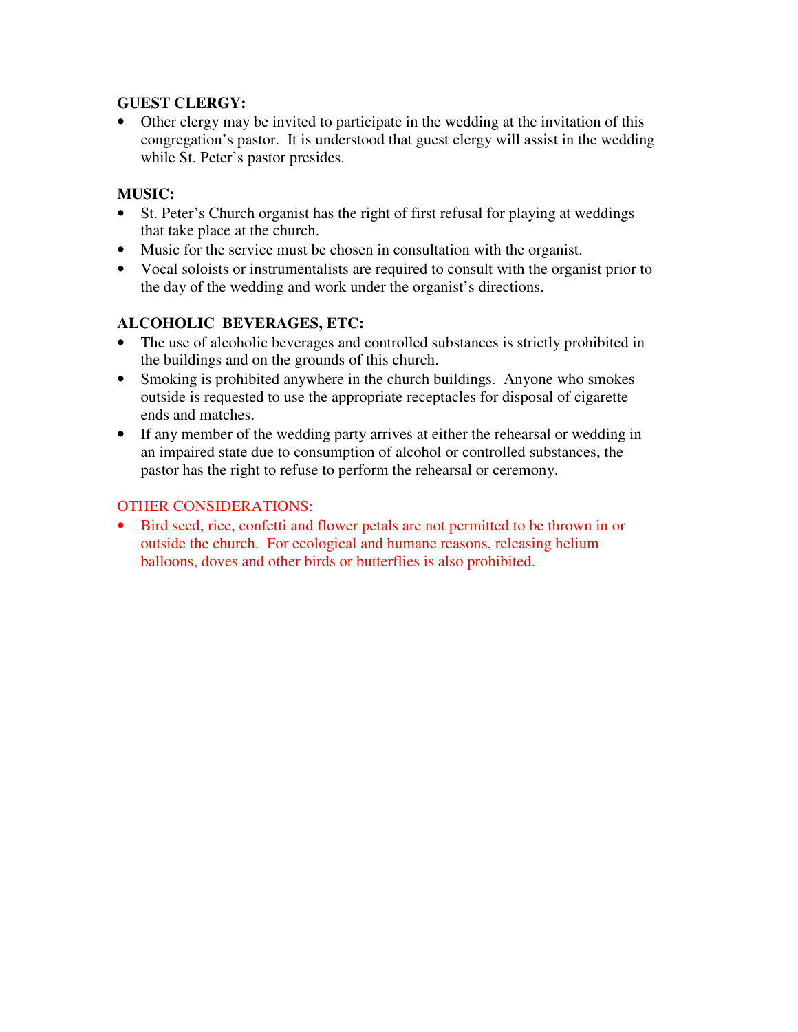**GUEST CLERGY:**

- Other clergy may be invited to participate in the wedding at the invitation of this congregation's pastor. It is understood that guest clergy will assist in the wedding while St. Peter's pastor presides.

**MUSIC:**

- St. Peter's Church organist has the right of first refusal for playing at weddings that take place at the church.
- Music for the service must be chosen in consultation with the organist.
- Vocal soloists or instrumentalists are required to consult with the organist prior to the day of the wedding and work under the organist's directions.

**ALCOHOLIC BEVERAGES, ETC:**

- The use of alcoholic beverages and controlled substances is strictly prohibited in the buildings and on the grounds of this church.
- Smoking is prohibited anywhere in the church buildings. Anyone who smokes outside is requested to use the appropriate receptacles for disposal of cigarette ends and matches.
- If any member of the wedding party arrives at either the rehearsal or wedding in an impaired state due to consumption of alcohol or controlled substances, the pastor has the right to refuse to perform the rehearsal or ceremony.

OTHER CONSIDERATIONS:

- Bird seed, rice, confetti and flower petals are not permitted to be thrown in or outside the church. For ecological and humane reasons, releasing helium balloons, doves and other birds or butterflies is also prohibited.